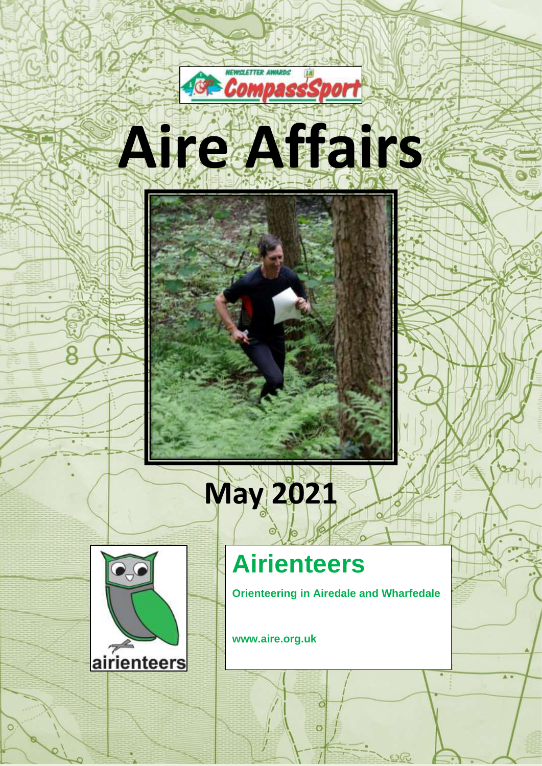NEWSLETTER AWARDS 18 CompassSport

# Aire Affairs

## May 2021

airienteers

## Airienteers

**Orienteering in Airedale and Wharfedale**

**www.aire.org.uk**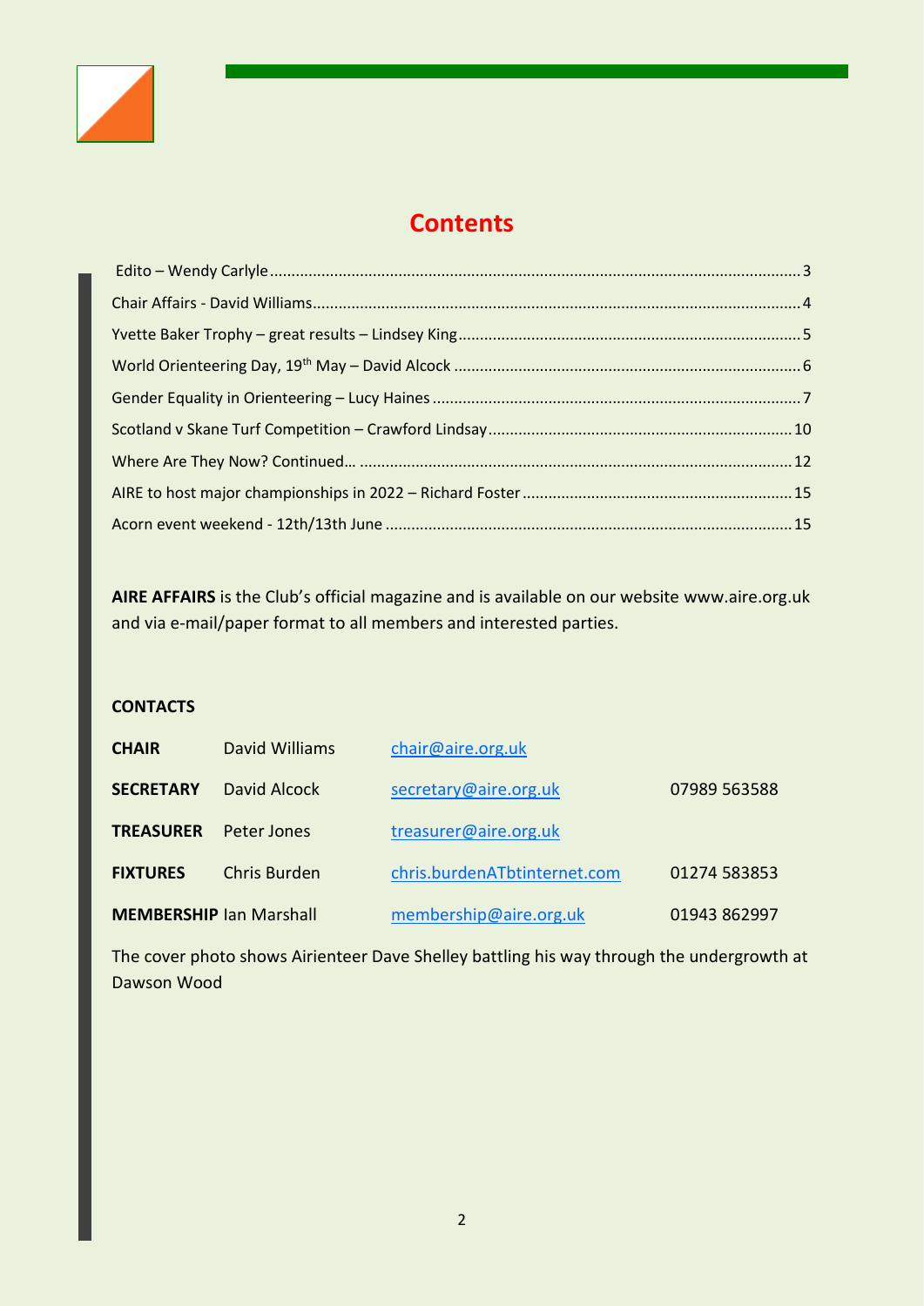# Contents

| | |
|---|---|
| Edito – Wendy Carlyle | 3 |
| Chair Affairs - David Williams | 4 |
| Yvette Baker Trophy – great results – Lindsey King | 5 |
| World Orienteering Day, 19th May – David Alcock | 6 |
| Gender Equality in Orienteering – Lucy Haines | 7 |
| Scotland v Skane Turf Competition – Crawford Lindsay | 10 |
| Where Are They Now? Continued… | 12 |
| AIRE to host major championships in 2022 – Richard Foster | 15 |
| Acorn event weekend - 12th/13th June | 15 |

**AIRE AFFAIRS** is the Club's official magazine and is available on our website www.aire.org.uk and via e-mail/paper format to all members and interested parties.

**CONTACTS**

| | | | |
|---|---|---|---|
| **CHAIR** | David Williams | chair@aire.org.uk | |
| **SECRETARY** | David Alcock | secretary@aire.org.uk | 07989 563588 |
| **TREASURER** | Peter Jones | treasurer@aire.org.uk | |
| **FIXTURES** | Chris Burden | chris.burdenATbtinternet.com | 01274 583853 |
| **MEMBERSHIP** | Ian Marshall | membership@aire.org.uk | 01943 862997 |

The cover photo shows Airienteer Dave Shelley battling his way through the undergrowth at Dawson Wood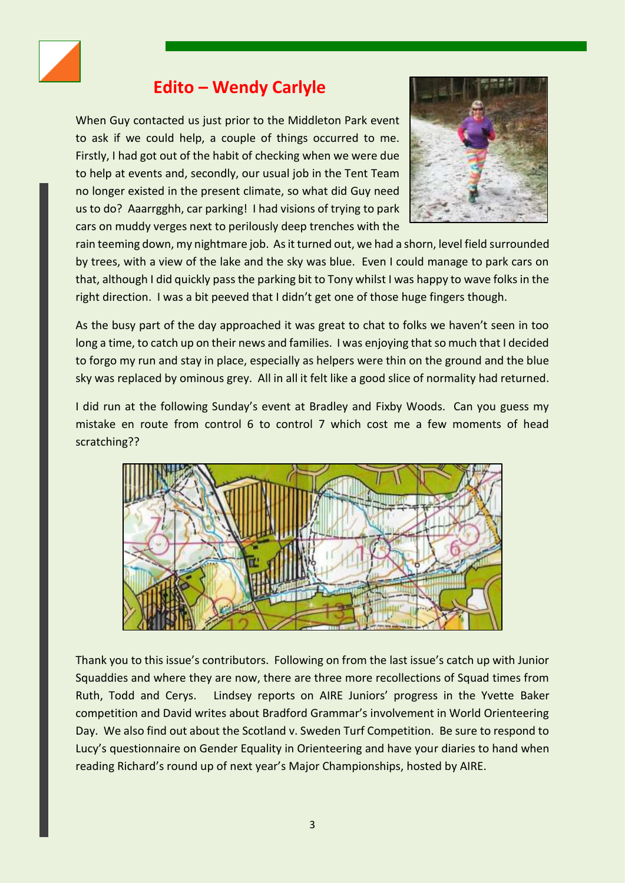## Edito – Wendy Carlyle

When Guy contacted us just prior to the Middleton Park event to ask if we could help, a couple of things occurred to me. Firstly, I had got out of the habit of checking when we were due to help at events and, secondly, our usual job in the Tent Team no longer existed in the present climate, so what did Guy need us to do? Aaarrgghh, car parking! I had visions of trying to park cars on muddy verges next to perilously deep trenches with the rain teeming down, my nightmare job. As it turned out, we had a shorn, level field surrounded by trees, with a view of the lake and the sky was blue. Even I could manage to park cars on that, although I did quickly pass the parking bit to Tony whilst I was happy to wave folks in the right direction. I was a bit peeved that I didn't get one of those huge fingers though.

As the busy part of the day approached it was great to chat to folks we haven't seen in too long a time, to catch up on their news and families. I was enjoying that so much that I decided to forgo my run and stay in place, especially as helpers were thin on the ground and the blue sky was replaced by ominous grey. All in all it felt like a good slice of normality had returned.

I did run at the following Sunday's event at Bradley and Fixby Woods. Can you guess my mistake en route from control 6 to control 7 which cost me a few moments of head scratching??

Thank you to this issue's contributors. Following on from the last issue's catch up with Junior Squaddies and where they are now, there are three more recollections of Squad times from Ruth, Todd and Cerys. Lindsey reports on AIRE Juniors' progress in the Yvette Baker competition and David writes about Bradford Grammar's involvement in World Orienteering Day. We also find out about the Scotland v. Sweden Turf Competition. Be sure to respond to Lucy's questionnaire on Gender Equality in Orienteering and have your diaries to hand when reading Richard's round up of next year's Major Championships, hosted by AIRE.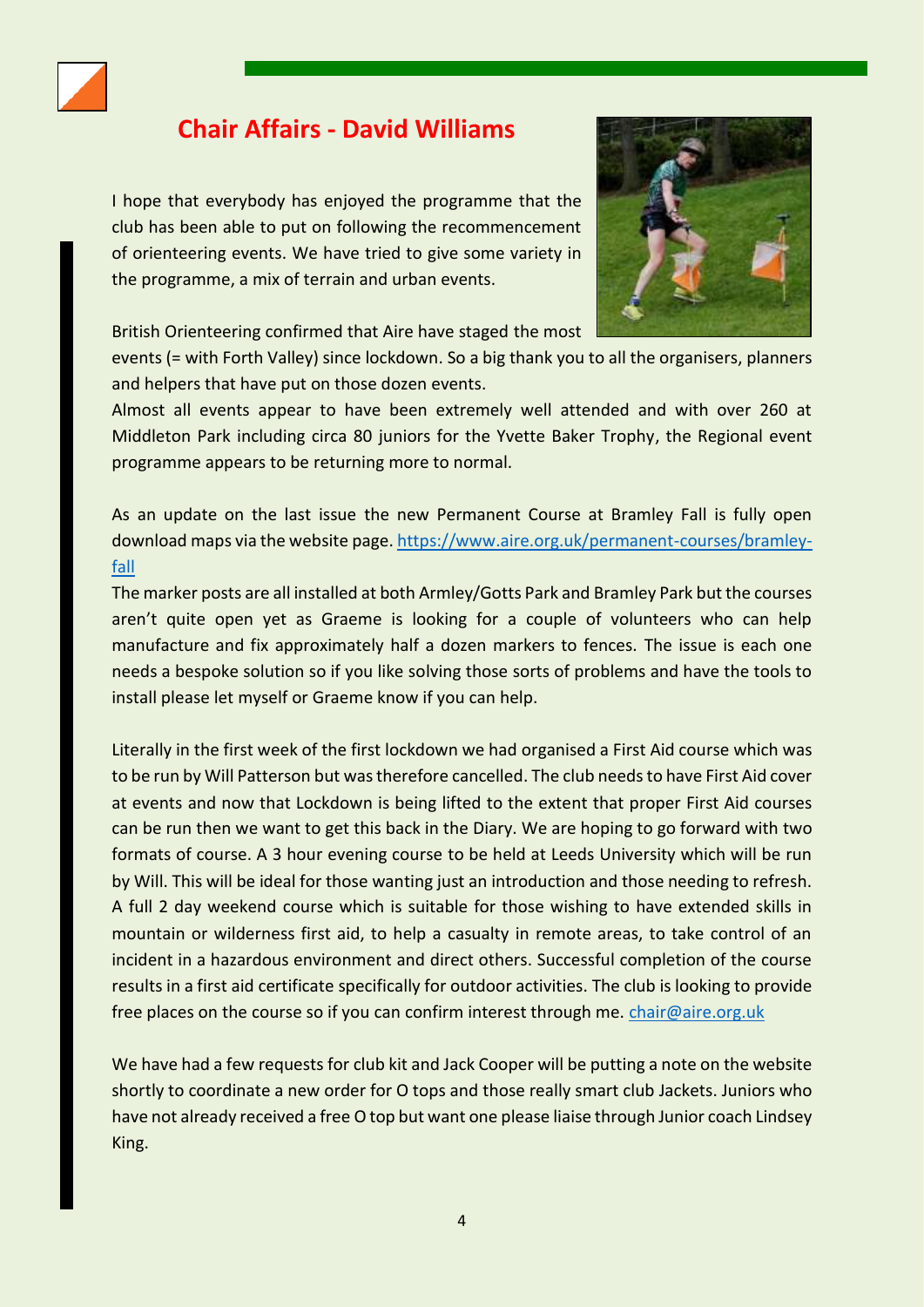## Chair Affairs - David Williams

I hope that everybody has enjoyed the programme that the club has been able to put on following the recommencement of orienteering events. We have tried to give some variety in the programme, a mix of terrain and urban events.

British Orienteering confirmed that Aire have staged the most events (= with Forth Valley) since lockdown. So a big thank you to all the organisers, planners and helpers that have put on those dozen events.

Almost all events appear to have been extremely well attended and with over 260 at Middleton Park including circa 80 juniors for the Yvette Baker Trophy, the Regional event programme appears to be returning more to normal.

As an update on the last issue the new Permanent Course at Bramley Fall is fully open download maps via the website page. https://www.aire.org.uk/permanent-courses/bramley-fall

The marker posts are all installed at both Armley/Gotts Park and Bramley Park but the courses aren't quite open yet as Graeme is looking for a couple of volunteers who can help manufacture and fix approximately half a dozen markers to fences. The issue is each one needs a bespoke solution so if you like solving those sorts of problems and have the tools to install please let myself or Graeme know if you can help.

Literally in the first week of the first lockdown we had organised a First Aid course which was to be run by Will Patterson but was therefore cancelled. The club needs to have First Aid cover at events and now that Lockdown is being lifted to the extent that proper First Aid courses can be run then we want to get this back in the Diary. We are hoping to go forward with two formats of course. A 3 hour evening course to be held at Leeds University which will be run by Will. This will be ideal for those wanting just an introduction and those needing to refresh. A full 2 day weekend course which is suitable for those wishing to have extended skills in mountain or wilderness first aid, to help a casualty in remote areas, to take control of an incident in a hazardous environment and direct others. Successful completion of the course results in a first aid certificate specifically for outdoor activities. The club is looking to provide free places on the course so if you can confirm interest through me. chair@aire.org.uk

We have had a few requests for club kit and Jack Cooper will be putting a note on the website shortly to coordinate a new order for O tops and those really smart club Jackets. Juniors who have not already received a free O top but want one please liaise through Junior coach Lindsey King.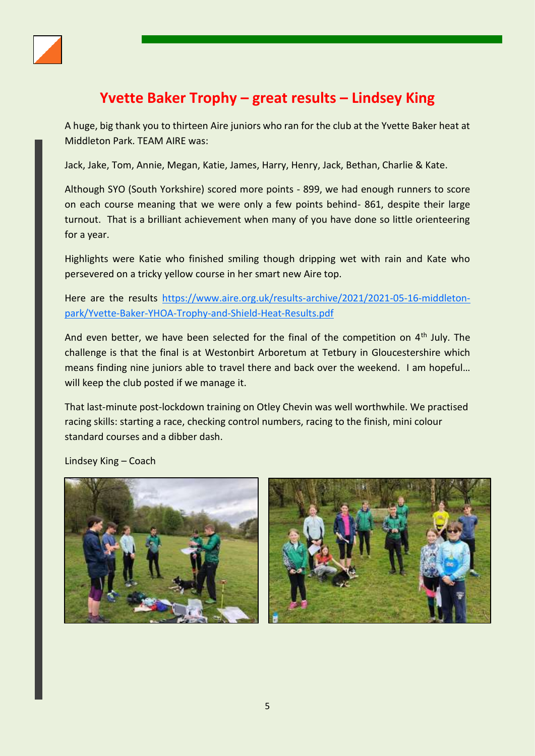## Yvette Baker Trophy – great results – Lindsey King

A huge, big thank you to thirteen Aire juniors who ran for the club at the Yvette Baker heat at Middleton Park. TEAM AIRE was:

Jack, Jake, Tom, Annie, Megan, Katie, James, Harry, Henry, Jack, Bethan, Charlie & Kate.

Although SYO (South Yorkshire) scored more points - 899, we had enough runners to score on each course meaning that we were only a few points behind- 861, despite their large turnout. That is a brilliant achievement when many of you have done so little orienteering for a year.

Highlights were Katie who finished smiling though dripping wet with rain and Kate who persevered on a tricky yellow course in her smart new Aire top.

Here are the results https://www.aire.org.uk/results-archive/2021/2021-05-16-middleton-park/Yvette-Baker-YHOA-Trophy-and-Shield-Heat-Results.pdf

And even better, we have been selected for the final of the competition on 4th July. The challenge is that the final is at Westonbirt Arboretum at Tetbury in Gloucestershire which means finding nine juniors able to travel there and back over the weekend. I am hopeful… will keep the club posted if we manage it.

That last-minute post-lockdown training on Otley Chevin was well worthwhile. We practised racing skills: starting a race, checking control numbers, racing to the finish, mini colour standard courses and a dibber dash.

Lindsey King – Coach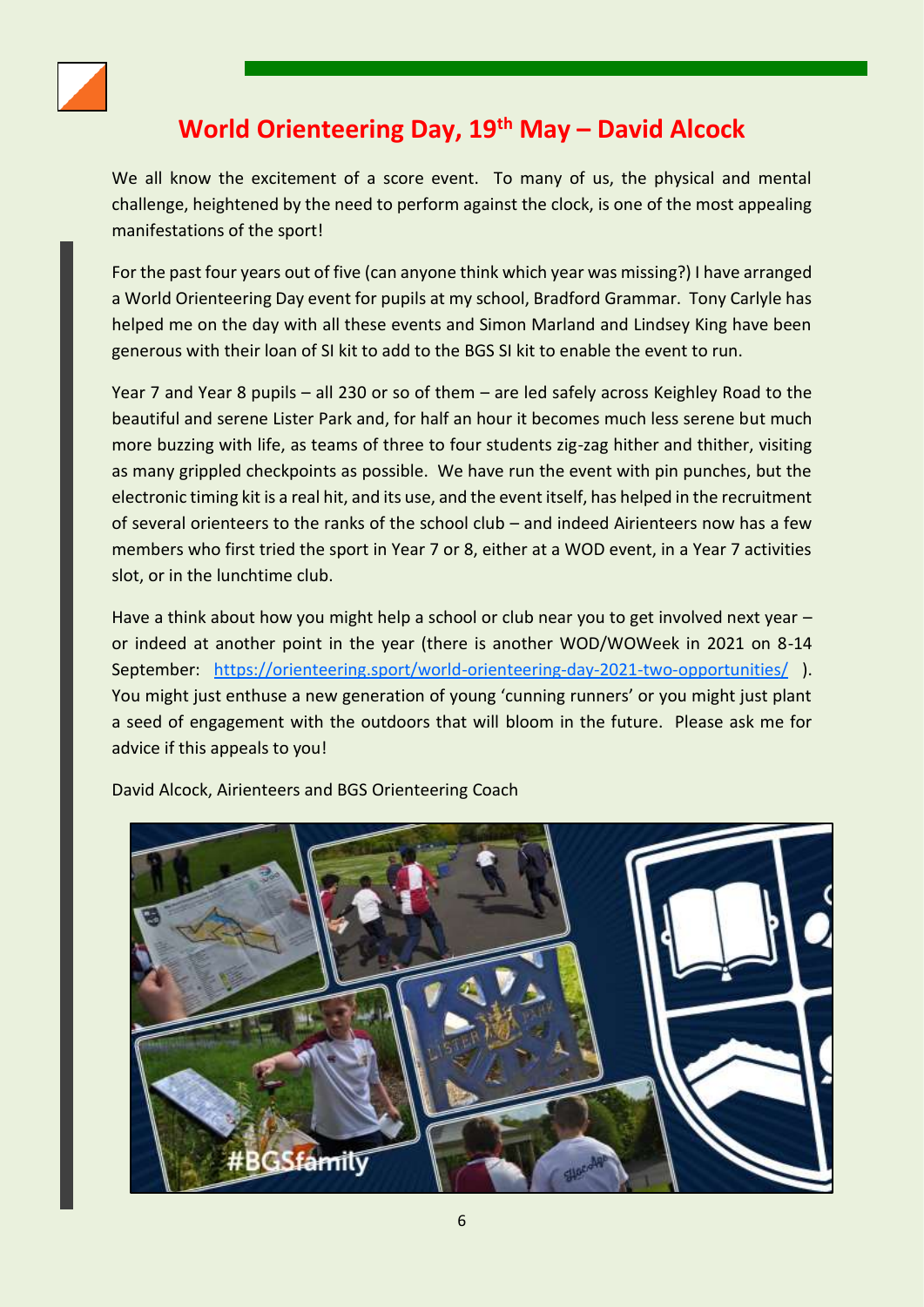## World Orienteering Day, 19th May – David Alcock

We all know the excitement of a score event. To many of us, the physical and mental challenge, heightened by the need to perform against the clock, is one of the most appealing manifestations of the sport!

For the past four years out of five (can anyone think which year was missing?) I have arranged a World Orienteering Day event for pupils at my school, Bradford Grammar. Tony Carlyle has helped me on the day with all these events and Simon Marland and Lindsey King have been generous with their loan of SI kit to add to the BGS SI kit to enable the event to run.

Year 7 and Year 8 pupils – all 230 or so of them – are led safely across Keighley Road to the beautiful and serene Lister Park and, for half an hour it becomes much less serene but much more buzzing with life, as teams of three to four students zig-zag hither and thither, visiting as many grippled checkpoints as possible. We have run the event with pin punches, but the electronic timing kit is a real hit, and its use, and the event itself, has helped in the recruitment of several orienteers to the ranks of the school club – and indeed Airienteers now has a few members who first tried the sport in Year 7 or 8, either at a WOD event, in a Year 7 activities slot, or in the lunchtime club.

Have a think about how you might help a school or club near you to get involved next year – or indeed at another point in the year (there is another WOD/WOWeek in 2021 on 8-14 September: https://orienteering.sport/world-orienteering-day-2021-two-opportunities/ ). You might just enthuse a new generation of young 'cunning runners' or you might just plant a seed of engagement with the outdoors that will bloom in the future. Please ask me for advice if this appeals to you!

David Alcock, Airienteers and BGS Orienteering Coach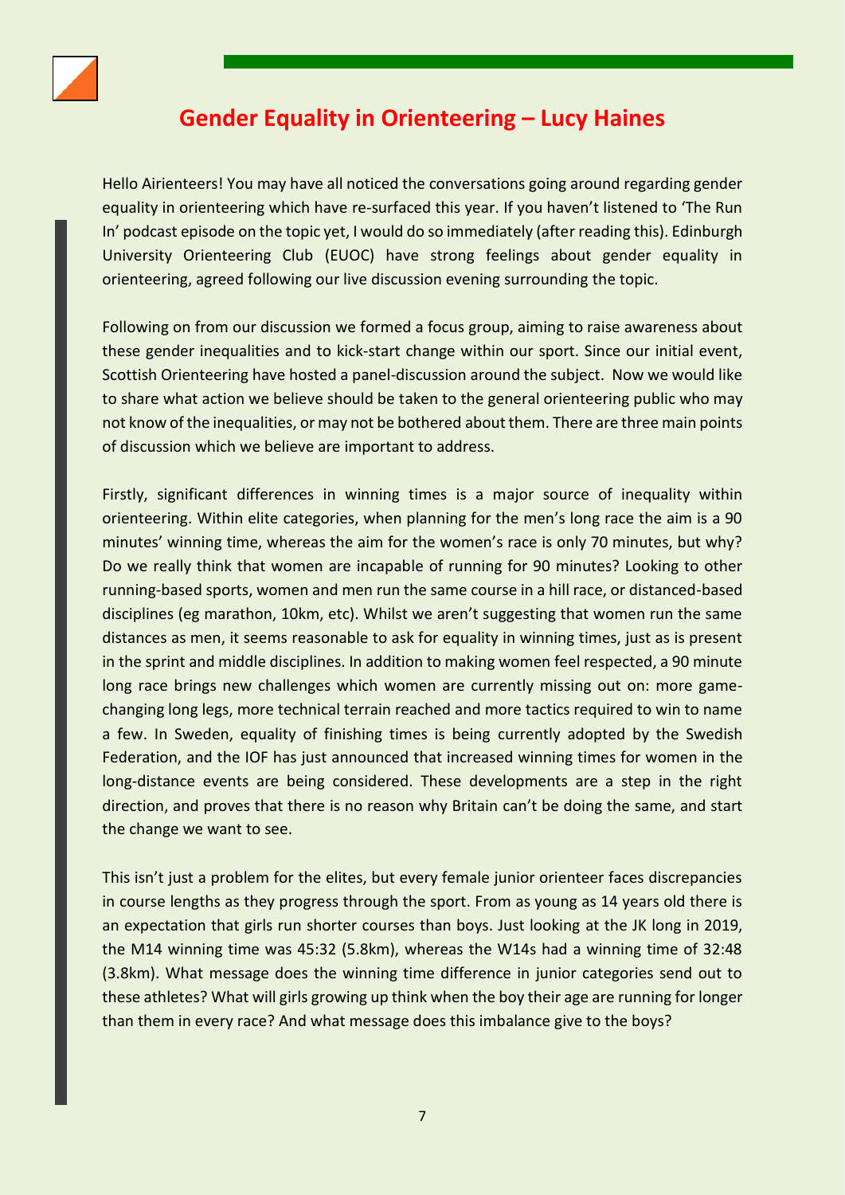# Gender Equality in Orienteering – Lucy Haines

Hello Airienteers! You may have all noticed the conversations going around regarding gender equality in orienteering which have re-surfaced this year. If you haven't listened to 'The Run In' podcast episode on the topic yet, I would do so immediately (after reading this). Edinburgh University Orienteering Club (EUOC) have strong feelings about gender equality in orienteering, agreed following our live discussion evening surrounding the topic.

Following on from our discussion we formed a focus group, aiming to raise awareness about these gender inequalities and to kick-start change within our sport. Since our initial event, Scottish Orienteering have hosted a panel-discussion around the subject. Now we would like to share what action we believe should be taken to the general orienteering public who may not know of the inequalities, or may not be bothered about them. There are three main points of discussion which we believe are important to address.

Firstly, significant differences in winning times is a major source of inequality within orienteering. Within elite categories, when planning for the men's long race the aim is a 90 minutes' winning time, whereas the aim for the women's race is only 70 minutes, but why? Do we really think that women are incapable of running for 90 minutes? Looking to other running-based sports, women and men run the same course in a hill race, or distanced-based disciplines (eg marathon, 10km, etc). Whilst we aren't suggesting that women run the same distances as men, it seems reasonable to ask for equality in winning times, just as is present in the sprint and middle disciplines. In addition to making women feel respected, a 90 minute long race brings new challenges which women are currently missing out on: more game-changing long legs, more technical terrain reached and more tactics required to win to name a few. In Sweden, equality of finishing times is being currently adopted by the Swedish Federation, and the IOF has just announced that increased winning times for women in the long-distance events are being considered. These developments are a step in the right direction, and proves that there is no reason why Britain can't be doing the same, and start the change we want to see.

This isn't just a problem for the elites, but every female junior orienteer faces discrepancies in course lengths as they progress through the sport. From as young as 14 years old there is an expectation that girls run shorter courses than boys. Just looking at the JK long in 2019, the M14 winning time was 45:32 (5.8km), whereas the W14s had a winning time of 32:48 (3.8km). What message does the winning time difference in junior categories send out to these athletes? What will girls growing up think when the boy their age are running for longer than them in every race? And what message does this imbalance give to the boys?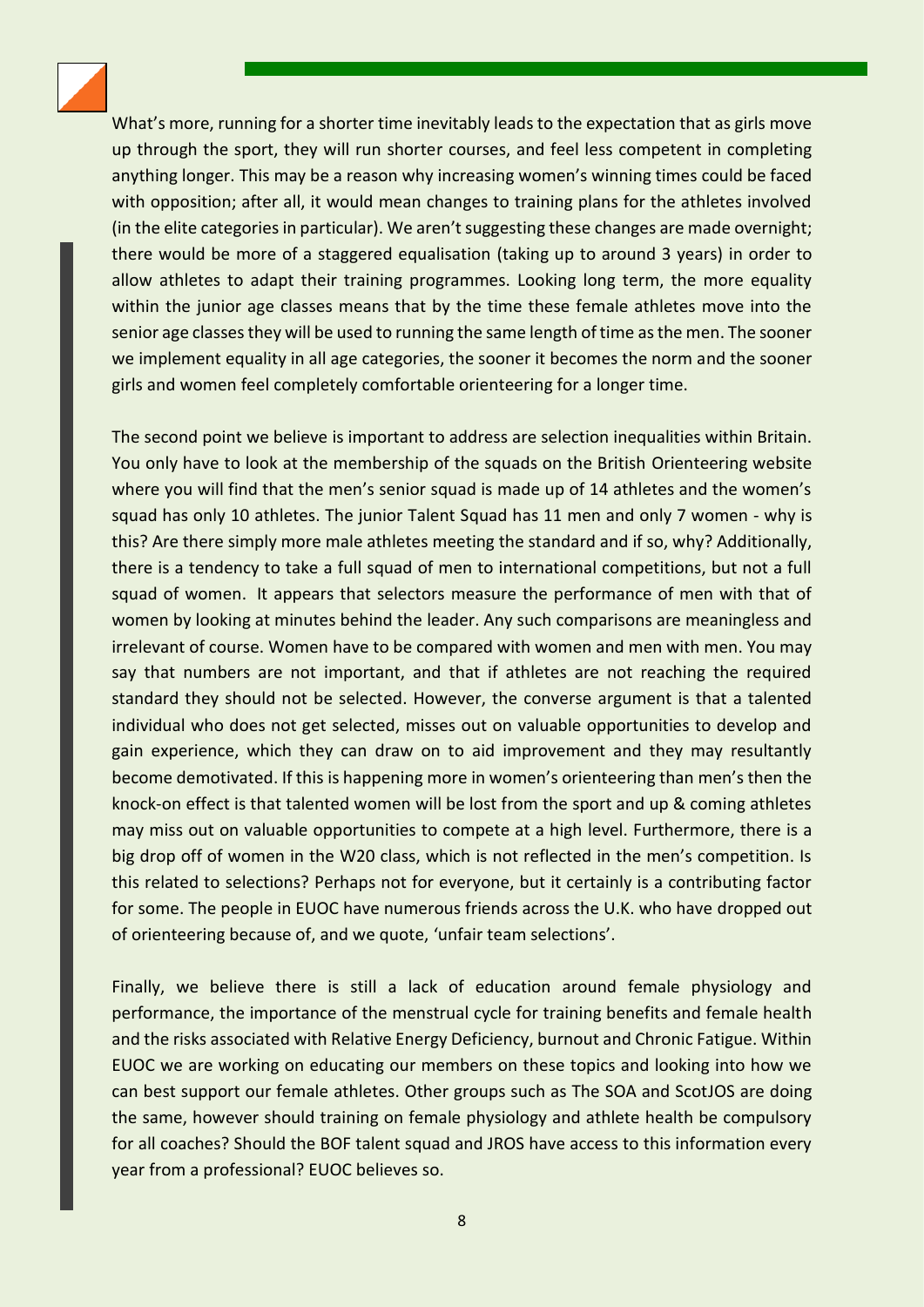What's more, running for a shorter time inevitably leads to the expectation that as girls move up through the sport, they will run shorter courses, and feel less competent in completing anything longer. This may be a reason why increasing women's winning times could be faced with opposition; after all, it would mean changes to training plans for the athletes involved (in the elite categories in particular). We aren't suggesting these changes are made overnight; there would be more of a staggered equalisation (taking up to around 3 years) in order to allow athletes to adapt their training programmes. Looking long term, the more equality within the junior age classes means that by the time these female athletes move into the senior age classes they will be used to running the same length of time as the men. The sooner we implement equality in all age categories, the sooner it becomes the norm and the sooner girls and women feel completely comfortable orienteering for a longer time.

The second point we believe is important to address are selection inequalities within Britain. You only have to look at the membership of the squads on the British Orienteering website where you will find that the men's senior squad is made up of 14 athletes and the women's squad has only 10 athletes. The junior Talent Squad has 11 men and only 7 women - why is this? Are there simply more male athletes meeting the standard and if so, why? Additionally, there is a tendency to take a full squad of men to international competitions, but not a full squad of women. It appears that selectors measure the performance of men with that of women by looking at minutes behind the leader. Any such comparisons are meaningless and irrelevant of course. Women have to be compared with women and men with men. You may say that numbers are not important, and that if athletes are not reaching the required standard they should not be selected. However, the converse argument is that a talented individual who does not get selected, misses out on valuable opportunities to develop and gain experience, which they can draw on to aid improvement and they may resultantly become demotivated. If this is happening more in women's orienteering than men's then the knock-on effect is that talented women will be lost from the sport and up & coming athletes may miss out on valuable opportunities to compete at a high level. Furthermore, there is a big drop off of women in the W20 class, which is not reflected in the men's competition. Is this related to selections? Perhaps not for everyone, but it certainly is a contributing factor for some. The people in EUOC have numerous friends across the U.K. who have dropped out of orienteering because of, and we quote, 'unfair team selections'.

Finally, we believe there is still a lack of education around female physiology and performance, the importance of the menstrual cycle for training benefits and female health and the risks associated with Relative Energy Deficiency, burnout and Chronic Fatigue. Within EUOC we are working on educating our members on these topics and looking into how we can best support our female athletes. Other groups such as The SOA and ScotJOS are doing the same, however should training on female physiology and athlete health be compulsory for all coaches? Should the BOF talent squad and JROS have access to this information every year from a professional? EUOC believes so.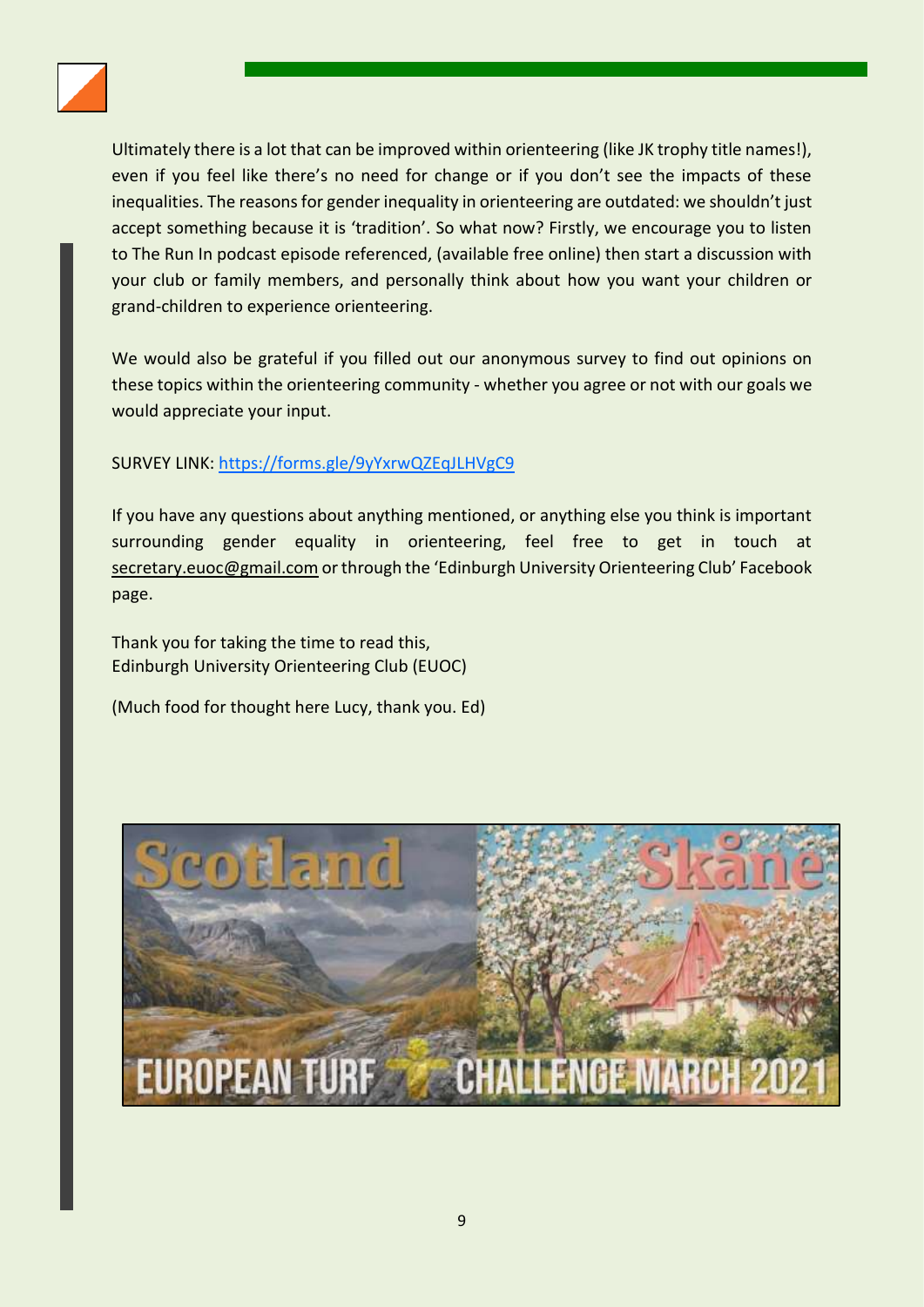Ultimately there is a lot that can be improved within orienteering (like JK trophy title names!), even if you feel like there's no need for change or if you don't see the impacts of these inequalities. The reasons for gender inequality in orienteering are outdated: we shouldn't just accept something because it is 'tradition'. So what now? Firstly, we encourage you to listen to The Run In podcast episode referenced, (available free online) then start a discussion with your club or family members, and personally think about how you want your children or grand-children to experience orienteering.

We would also be grateful if you filled out our anonymous survey to find out opinions on these topics within the orienteering community - whether you agree or not with our goals we would appreciate your input.

SURVEY LINK: https://forms.gle/9yYxrwQZEqJLHVgC9

If you have any questions about anything mentioned, or anything else you think is important surrounding gender equality in orienteering, feel free to get in touch at secretary.euoc@gmail.com or through the 'Edinburgh University Orienteering Club' Facebook page.

Thank you for taking the time to read this,
Edinburgh University Orienteering Club (EUOC)

(Much food for thought here Lucy, thank you. Ed)

Scotland Skåne

EUROPEAN TURF CHALLENGE MARCH 2021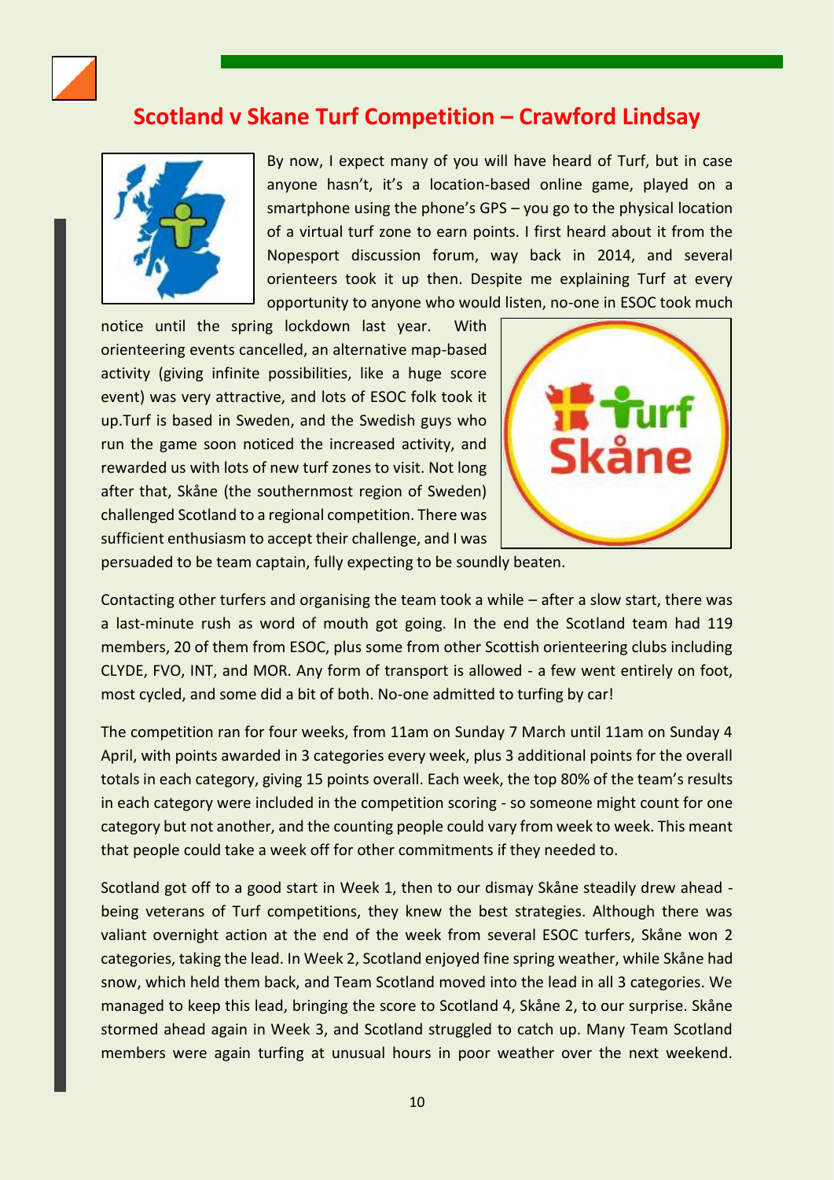## Scotland v Skane Turf Competition – Crawford Lindsay

By now, I expect many of you will have heard of Turf, but in case anyone hasn't, it's a location-based online game, played on a smartphone using the phone's GPS – you go to the physical location of a virtual turf zone to earn points. I first heard about it from the Nopesport discussion forum, way back in 2014, and several orienteers took it up then. Despite me explaining Turf at every opportunity to anyone who would listen, no-one in ESOC took much notice until the spring lockdown last year. With orienteering events cancelled, an alternative map-based activity (giving infinite possibilities, like a huge score event) was very attractive, and lots of ESOC folk took it up.Turf is based in Sweden, and the Swedish guys who run the game soon noticed the increased activity, and rewarded us with lots of new turf zones to visit. Not long after that, Skåne (the southernmost region of Sweden) challenged Scotland to a regional competition. There was sufficient enthusiasm to accept their challenge, and I was persuaded to be team captain, fully expecting to be soundly beaten.

Contacting other turfers and organising the team took a while – after a slow start, there was a last-minute rush as word of mouth got going. In the end the Scotland team had 119 members, 20 of them from ESOC, plus some from other Scottish orienteering clubs including CLYDE, FVO, INT, and MOR. Any form of transport is allowed - a few went entirely on foot, most cycled, and some did a bit of both. No-one admitted to turfing by car!

The competition ran for four weeks, from 11am on Sunday 7 March until 11am on Sunday 4 April, with points awarded in 3 categories every week, plus 3 additional points for the overall totals in each category, giving 15 points overall. Each week, the top 80% of the team's results in each category were included in the competition scoring - so someone might count for one category but not another, and the counting people could vary from week to week. This meant that people could take a week off for other commitments if they needed to.

Scotland got off to a good start in Week 1, then to our dismay Skåne steadily drew ahead - being veterans of Turf competitions, they knew the best strategies. Although there was valiant overnight action at the end of the week from several ESOC turfers, Skåne won 2 categories, taking the lead. In Week 2, Scotland enjoyed fine spring weather, while Skåne had snow, which held them back, and Team Scotland moved into the lead in all 3 categories. We managed to keep this lead, bringing the score to Scotland 4, Skåne 2, to our surprise. Skåne stormed ahead again in Week 3, and Scotland struggled to catch up. Many Team Scotland members were again turfing at unusual hours in poor weather over the next weekend.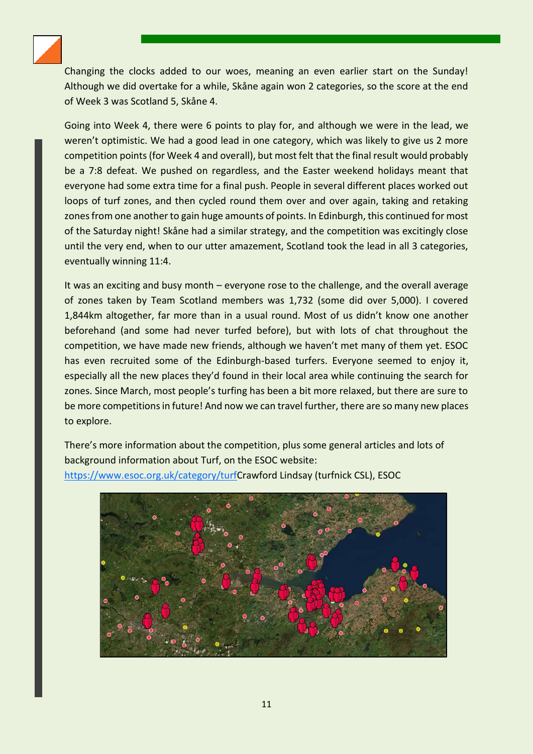Changing the clocks added to our woes, meaning an even earlier start on the Sunday! Although we did overtake for a while, Skåne again won 2 categories, so the score at the end of Week 3 was Scotland 5, Skåne 4.

Going into Week 4, there were 6 points to play for, and although we were in the lead, we weren't optimistic. We had a good lead in one category, which was likely to give us 2 more competition points (for Week 4 and overall), but most felt that the final result would probably be a 7:8 defeat. We pushed on regardless, and the Easter weekend holidays meant that everyone had some extra time for a final push. People in several different places worked out loops of turf zones, and then cycled round them over and over again, taking and retaking zones from one another to gain huge amounts of points. In Edinburgh, this continued for most of the Saturday night! Skåne had a similar strategy, and the competition was excitingly close until the very end, when to our utter amazement, Scotland took the lead in all 3 categories, eventually winning 11:4.

It was an exciting and busy month – everyone rose to the challenge, and the overall average of zones taken by Team Scotland members was 1,732 (some did over 5,000). I covered 1,844km altogether, far more than in a usual round. Most of us didn't know one another beforehand (and some had never turfed before), but with lots of chat throughout the competition, we have made new friends, although we haven't met many of them yet. ESOC has even recruited some of the Edinburgh-based turfers. Everyone seemed to enjoy it, especially all the new places they'd found in their local area while continuing the search for zones. Since March, most people's turfing has been a bit more relaxed, but there are sure to be more competitions in future! And now we can travel further, there are so many new places to explore.

There's more information about the competition, plus some general articles and lots of background information about Turf, on the ESOC website: [https://www.esoc.org.uk/category/turf](https://www.esoc.org.uk/category/turf)

Crawford Lindsay (turfnick CSL), ESOC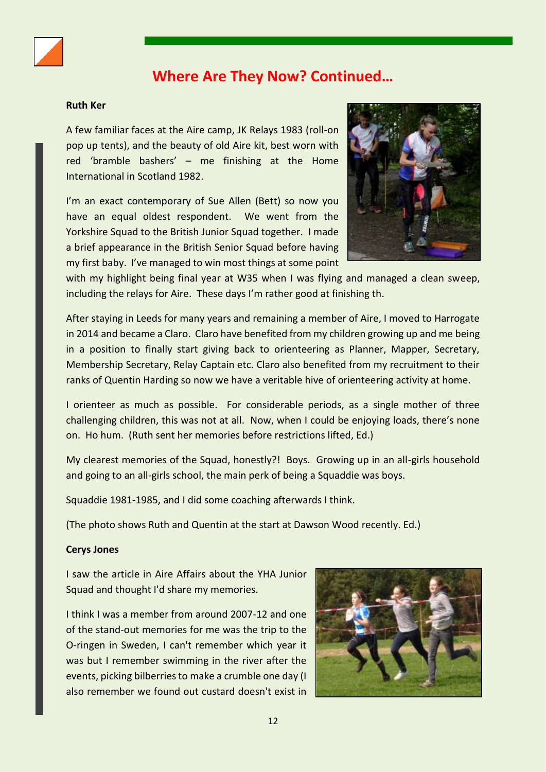# Where Are They Now? Continued…

**Ruth Ker**

A few familiar faces at the Aire camp, JK Relays 1983 (roll-on pop up tents), and the beauty of old Aire kit, best worn with red 'bramble bashers' – me finishing at the Home International in Scotland 1982.

I'm an exact contemporary of Sue Allen (Bett) so now you have an equal oldest respondent. We went from the Yorkshire Squad to the British Junior Squad together. I made a brief appearance in the British Senior Squad before having my first baby. I've managed to win most things at some point with my highlight being final year at W35 when I was flying and managed a clean sweep, including the relays for Aire. These days I'm rather good at finishing th.

After staying in Leeds for many years and remaining a member of Aire, I moved to Harrogate in 2014 and became a Claro. Claro have benefited from my children growing up and me being in a position to finally start giving back to orienteering as Planner, Mapper, Secretary, Membership Secretary, Relay Captain etc. Claro also benefited from my recruitment to their ranks of Quentin Harding so now we have a veritable hive of orienteering activity at home.

I orienteer as much as possible. For considerable periods, as a single mother of three challenging children, this was not at all. Now, when I could be enjoying loads, there's none on. Ho hum. (Ruth sent her memories before restrictions lifted, Ed.)

My clearest memories of the Squad, honestly?! Boys. Growing up in an all-girls household and going to an all-girls school, the main perk of being a Squaddie was boys.

Squaddie 1981-1985, and I did some coaching afterwards I think.

(The photo shows Ruth and Quentin at the start at Dawson Wood recently. Ed.)

**Cerys Jones**

I saw the article in Aire Affairs about the YHA Junior Squad and thought I'd share my memories.

I think I was a member from around 2007-12 and one of the stand-out memories for me was the trip to the O-ringen in Sweden, I can't remember which year it was but I remember swimming in the river after the events, picking bilberries to make a crumble one day (I also remember we found out custard doesn't exist in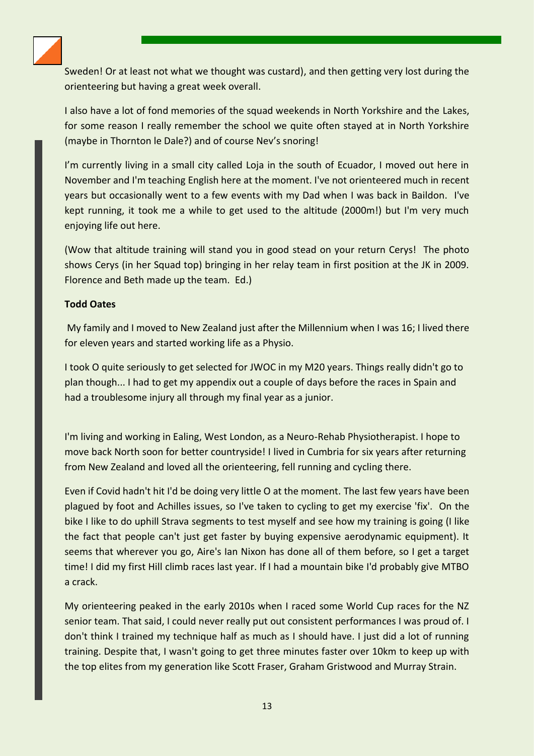Sweden! Or at least not what we thought was custard), and then getting very lost during the orienteering but having a great week overall.

I also have a lot of fond memories of the squad weekends in North Yorkshire and the Lakes, for some reason I really remember the school we quite often stayed at in North Yorkshire (maybe in Thornton le Dale?) and of course Nev's snoring!

I'm currently living in a small city called Loja in the south of Ecuador, I moved out here in November and I'm teaching English here at the moment. I've not orienteered much in recent years but occasionally went to a few events with my Dad when I was back in Baildon. I've kept running, it took me a while to get used to the altitude (2000m!) but I'm very much enjoying life out here.

(Wow that altitude training will stand you in good stead on your return Cerys! The photo shows Cerys (in her Squad top) bringing in her relay team in first position at the JK in 2009. Florence and Beth made up the team. Ed.)

**Todd Oates**

My family and I moved to New Zealand just after the Millennium when I was 16; I lived there for eleven years and started working life as a Physio.

I took O quite seriously to get selected for JWOC in my M20 years. Things really didn't go to plan though... I had to get my appendix out a couple of days before the races in Spain and had a troublesome injury all through my final year as a junior.

I'm living and working in Ealing, West London, as a Neuro-Rehab Physiotherapist. I hope to move back North soon for better countryside! I lived in Cumbria for six years after returning from New Zealand and loved all the orienteering, fell running and cycling there.

Even if Covid hadn't hit I'd be doing very little O at the moment. The last few years have been plagued by foot and Achilles issues, so I've taken to cycling to get my exercise 'fix'. On the bike I like to do uphill Strava segments to test myself and see how my training is going (I like the fact that people can't just get faster by buying expensive aerodynamic equipment). It seems that wherever you go, Aire's Ian Nixon has done all of them before, so I get a target time! I did my first Hill climb races last year. If I had a mountain bike I'd probably give MTBO a crack.

My orienteering peaked in the early 2010s when I raced some World Cup races for the NZ senior team. That said, I could never really put out consistent performances I was proud of. I don't think I trained my technique half as much as I should have. I just did a lot of running training. Despite that, I wasn't going to get three minutes faster over 10km to keep up with the top elites from my generation like Scott Fraser, Graham Gristwood and Murray Strain.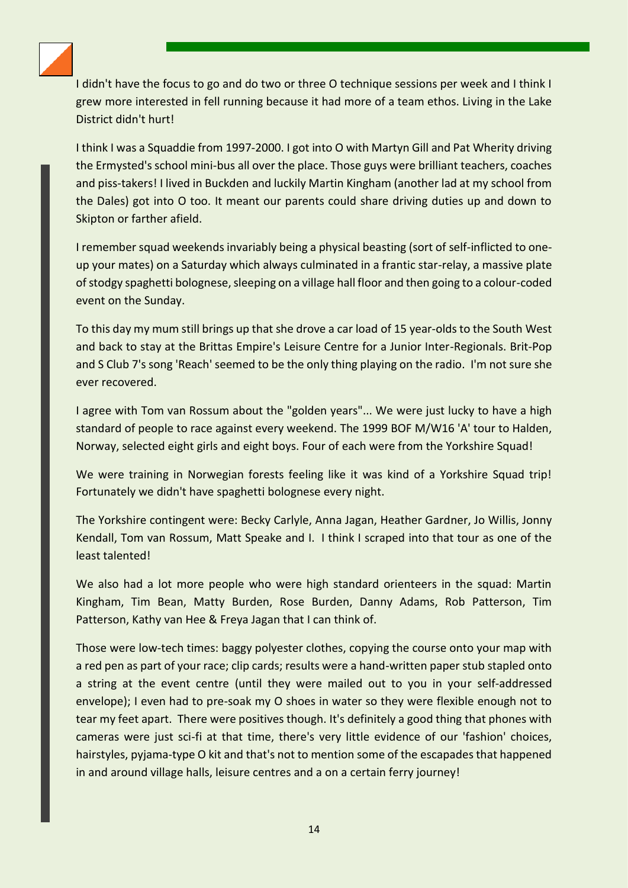I didn't have the focus to go and do two or three O technique sessions per week and I think I grew more interested in fell running because it had more of a team ethos. Living in the Lake District didn't hurt!

I think I was a Squaddie from 1997-2000. I got into O with Martyn Gill and Pat Wherity driving the Ermysted's school mini-bus all over the place. Those guys were brilliant teachers, coaches and piss-takers! I lived in Buckden and luckily Martin Kingham (another lad at my school from the Dales) got into O too. It meant our parents could share driving duties up and down to Skipton or farther afield.

I remember squad weekends invariably being a physical beasting (sort of self-inflicted to one-up your mates) on a Saturday which always culminated in a frantic star-relay, a massive plate of stodgy spaghetti bolognese, sleeping on a village hall floor and then going to a colour-coded event on the Sunday.

To this day my mum still brings up that she drove a car load of 15 year-olds to the South West and back to stay at the Brittas Empire's Leisure Centre for a Junior Inter-Regionals. Brit-Pop and S Club 7's song 'Reach' seemed to be the only thing playing on the radio. I'm not sure she ever recovered.

I agree with Tom van Rossum about the "golden years"... We were just lucky to have a high standard of people to race against every weekend. The 1999 BOF M/W16 'A' tour to Halden, Norway, selected eight girls and eight boys. Four of each were from the Yorkshire Squad!

We were training in Norwegian forests feeling like it was kind of a Yorkshire Squad trip! Fortunately we didn't have spaghetti bolognese every night.

The Yorkshire contingent were: Becky Carlyle, Anna Jagan, Heather Gardner, Jo Willis, Jonny Kendall, Tom van Rossum, Matt Speake and I. I think I scraped into that tour as one of the least talented!

We also had a lot more people who were high standard orienteers in the squad: Martin Kingham, Tim Bean, Matty Burden, Rose Burden, Danny Adams, Rob Patterson, Tim Patterson, Kathy van Hee & Freya Jagan that I can think of.

Those were low-tech times: baggy polyester clothes, copying the course onto your map with a red pen as part of your race; clip cards; results were a hand-written paper stub stapled onto a string at the event centre (until they were mailed out to you in your self-addressed envelope); I even had to pre-soak my O shoes in water so they were flexible enough not to tear my feet apart. There were positives though. It's definitely a good thing that phones with cameras were just sci-fi at that time, there's very little evidence of our 'fashion' choices, hairstyles, pyjama-type O kit and that's not to mention some of the escapades that happened in and around village halls, leisure centres and a on a certain ferry journey!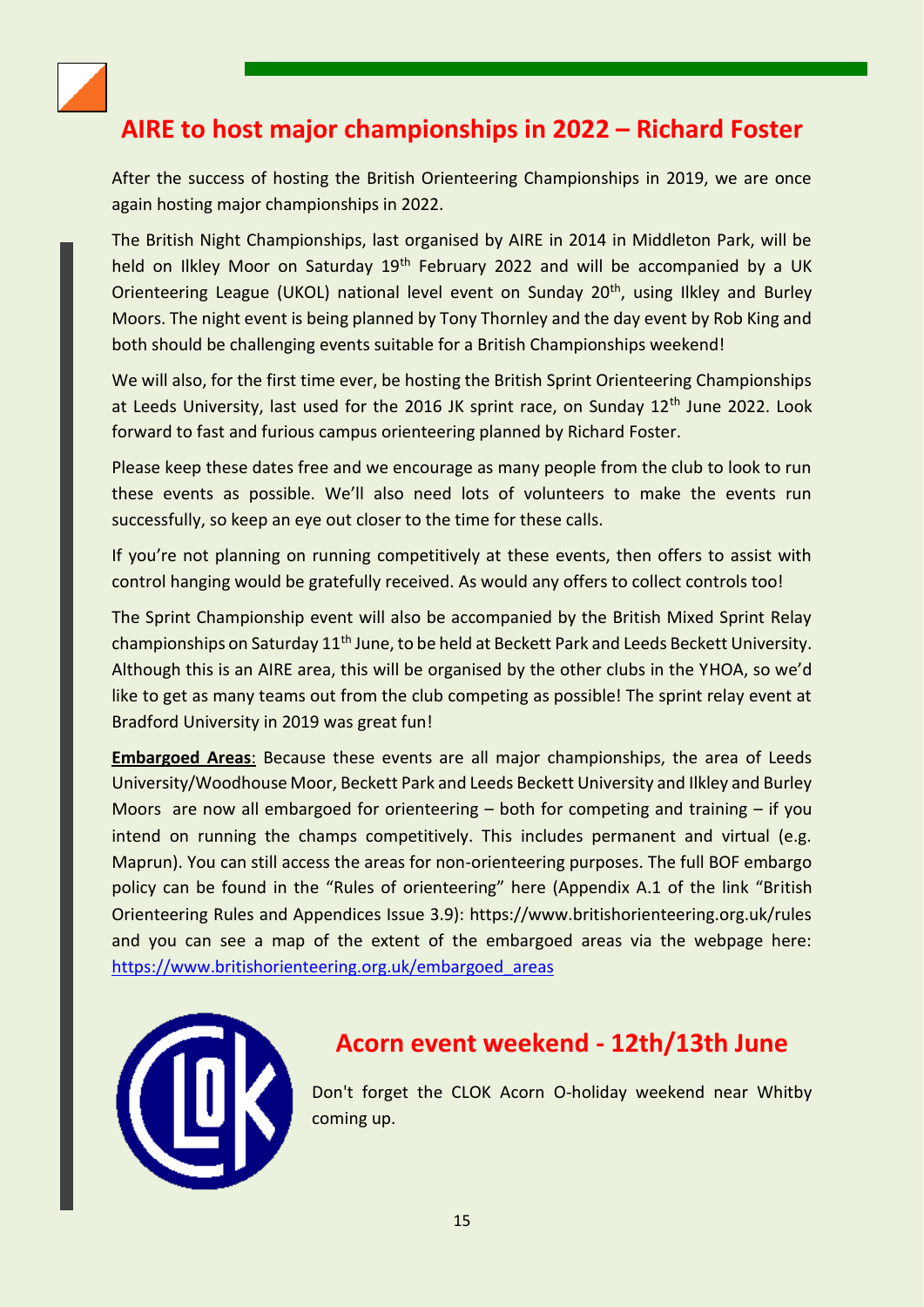## AIRE to host major championships in 2022 – Richard Foster

After the success of hosting the British Orienteering Championships in 2019, we are once again hosting major championships in 2022.

The British Night Championships, last organised by AIRE in 2014 in Middleton Park, will be held on Ilkley Moor on Saturday 19th February 2022 and will be accompanied by a UK Orienteering League (UKOL) national level event on Sunday 20th, using Ilkley and Burley Moors. The night event is being planned by Tony Thornley and the day event by Rob King and both should be challenging events suitable for a British Championships weekend!

We will also, for the first time ever, be hosting the British Sprint Orienteering Championships at Leeds University, last used for the 2016 JK sprint race, on Sunday 12th June 2022. Look forward to fast and furious campus orienteering planned by Richard Foster.

Please keep these dates free and we encourage as many people from the club to look to run these events as possible. We'll also need lots of volunteers to make the events run successfully, so keep an eye out closer to the time for these calls.

If you're not planning on running competitively at these events, then offers to assist with control hanging would be gratefully received. As would any offers to collect controls too!

The Sprint Championship event will also be accompanied by the British Mixed Sprint Relay championships on Saturday 11th June, to be held at Beckett Park and Leeds Beckett University. Although this is an AIRE area, this will be organised by the other clubs in the YHOA, so we'd like to get as many teams out from the club competing as possible! The sprint relay event at Bradford University in 2019 was great fun!

**Embargoed Areas**: Because these events are all major championships, the area of Leeds University/Woodhouse Moor, Beckett Park and Leeds Beckett University and Ilkley and Burley Moors are now all embargoed for orienteering – both for competing and training – if you intend on running the champs competitively. This includes permanent and virtual (e.g. Maprun). You can still access the areas for non-orienteering purposes. The full BOF embargo policy can be found in the "Rules of orienteering" here (Appendix A.1 of the link "British Orienteering Rules and Appendices Issue 3.9): https://www.britishorienteering.org.uk/rules and you can see a map of the extent of the embargoed areas via the webpage here: https://www.britishorienteering.org.uk/embargoed_areas

## Acorn event weekend - 12th/13th June

Don't forget the CLOK Acorn O-holiday weekend near Whitby coming up.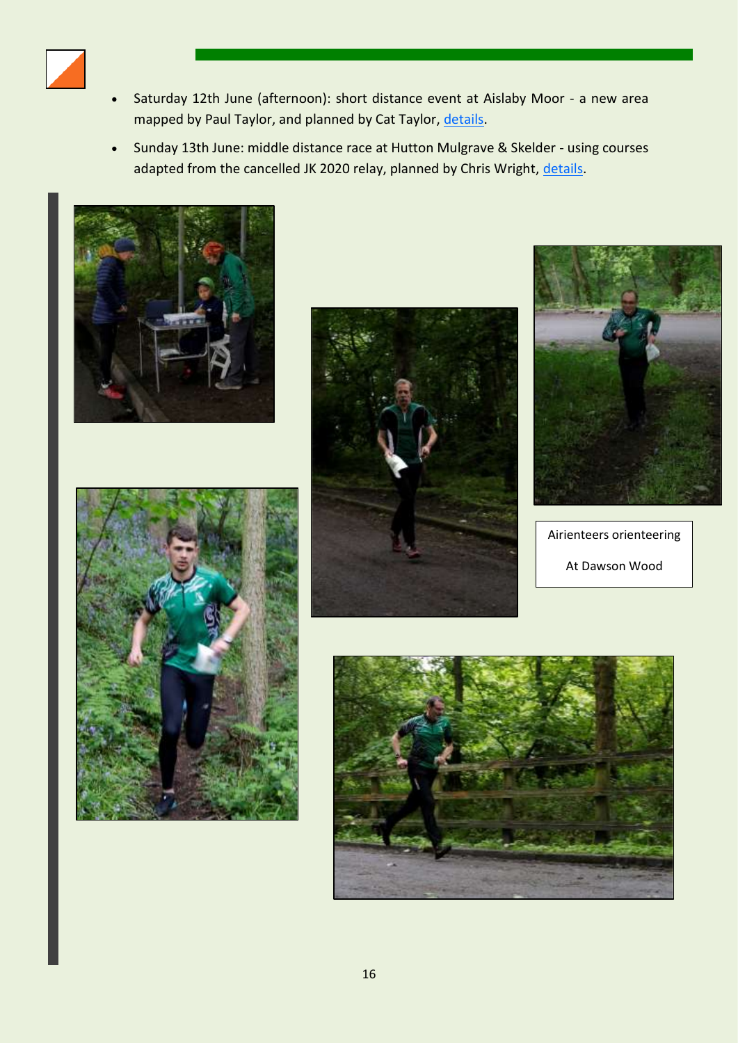- Saturday 12th June (afternoon): short distance event at Aislaby Moor - a new area mapped by Paul Taylor, and planned by Cat Taylor, details.
- Sunday 13th June: middle distance race at Hutton Mulgrave & Skelder - using courses adapted from the cancelled JK 2020 relay, planned by Chris Wright, details.

Airienteers orienteering

At Dawson Wood